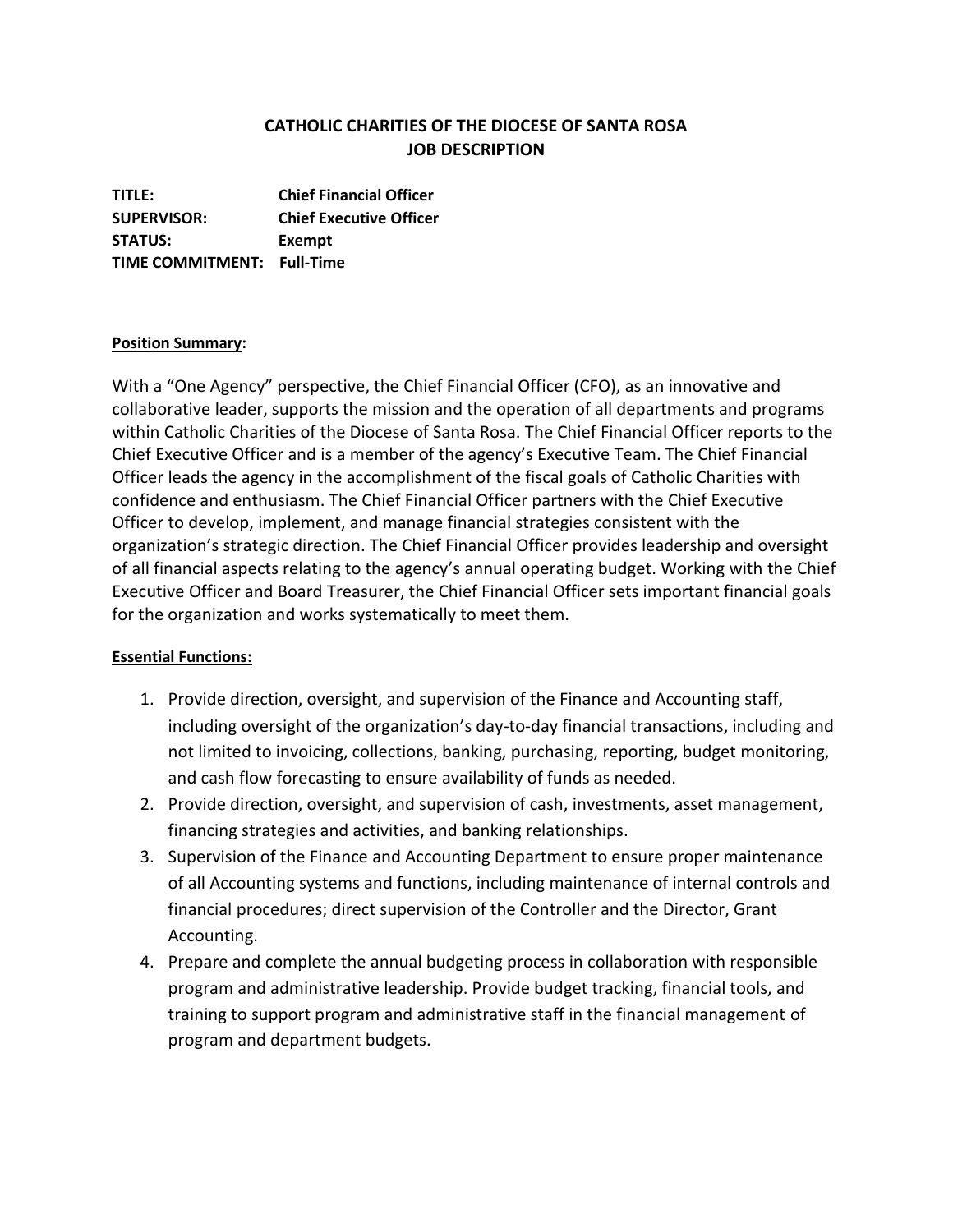# CATHOLIC CHARITIES OF THE DIOCESE OF SANTA ROSA
# JOB DESCRIPTION

**TITLE:** **Chief Financial Officer**
**SUPERVISOR:** **Chief Executive Officer**
**STATUS:** **Exempt**
**TIME COMMITMENT:** **Full-Time**

**Position Summary:**

With a "One Agency" perspective, the Chief Financial Officer (CFO), as an innovative and collaborative leader, supports the mission and the operation of all departments and programs within Catholic Charities of the Diocese of Santa Rosa. The Chief Financial Officer reports to the Chief Executive Officer and is a member of the agency's Executive Team. The Chief Financial Officer leads the agency in the accomplishment of the fiscal goals of Catholic Charities with confidence and enthusiasm. The Chief Financial Officer partners with the Chief Executive Officer to develop, implement, and manage financial strategies consistent with the organization's strategic direction. The Chief Financial Officer provides leadership and oversight of all financial aspects relating to the agency's annual operating budget. Working with the Chief Executive Officer and Board Treasurer, the Chief Financial Officer sets important financial goals for the organization and works systematically to meet them.

**Essential Functions:**

1. Provide direction, oversight, and supervision of the Finance and Accounting staff, including oversight of the organization's day-to-day financial transactions, including and not limited to invoicing, collections, banking, purchasing, reporting, budget monitoring, and cash flow forecasting to ensure availability of funds as needed.
2. Provide direction, oversight, and supervision of cash, investments, asset management, financing strategies and activities, and banking relationships.
3. Supervision of the Finance and Accounting Department to ensure proper maintenance of all Accounting systems and functions, including maintenance of internal controls and financial procedures; direct supervision of the Controller and the Director, Grant Accounting.
4. Prepare and complete the annual budgeting process in collaboration with responsible program and administrative leadership. Provide budget tracking, financial tools, and training to support program and administrative staff in the financial management of program and department budgets.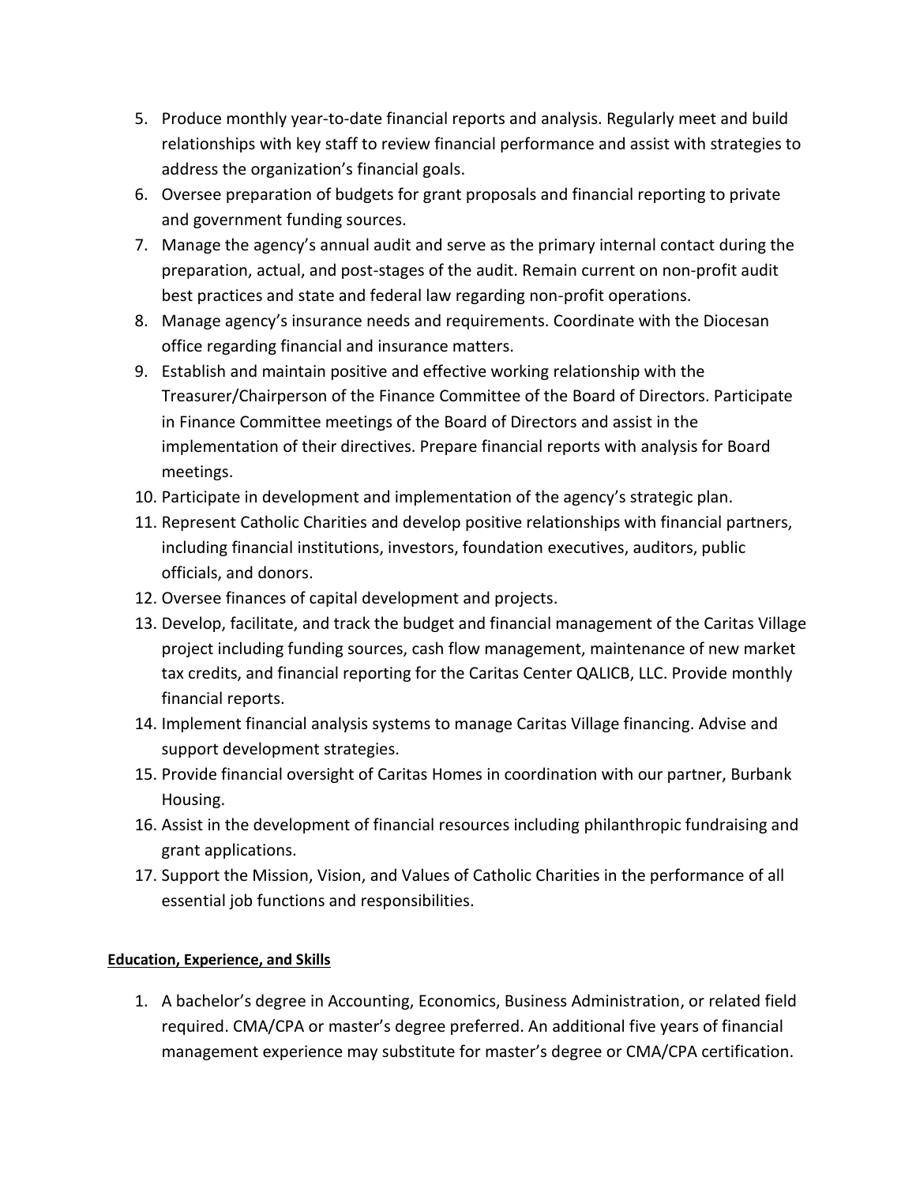5. Produce monthly year-to-date financial reports and analysis. Regularly meet and build relationships with key staff to review financial performance and assist with strategies to address the organization's financial goals.
6. Oversee preparation of budgets for grant proposals and financial reporting to private and government funding sources.
7. Manage the agency's annual audit and serve as the primary internal contact during the preparation, actual, and post-stages of the audit. Remain current on non-profit audit best practices and state and federal law regarding non-profit operations.
8. Manage agency's insurance needs and requirements. Coordinate with the Diocesan office regarding financial and insurance matters.
9. Establish and maintain positive and effective working relationship with the Treasurer/Chairperson of the Finance Committee of the Board of Directors. Participate in Finance Committee meetings of the Board of Directors and assist in the implementation of their directives. Prepare financial reports with analysis for Board meetings.
10. Participate in development and implementation of the agency's strategic plan.
11. Represent Catholic Charities and develop positive relationships with financial partners, including financial institutions, investors, foundation executives, auditors, public officials, and donors.
12. Oversee finances of capital development and projects.
13. Develop, facilitate, and track the budget and financial management of the Caritas Village project including funding sources, cash flow management, maintenance of new market tax credits, and financial reporting for the Caritas Center QALICB, LLC. Provide monthly financial reports.
14. Implement financial analysis systems to manage Caritas Village financing. Advise and support development strategies.
15. Provide financial oversight of Caritas Homes in coordination with our partner, Burbank Housing.
16. Assist in the development of financial resources including philanthropic fundraising and grant applications.
17. Support the Mission, Vision, and Values of Catholic Charities in the performance of all essential job functions and responsibilities.

**Education, Experience, and Skills**

1. A bachelor's degree in Accounting, Economics, Business Administration, or related field required. CMA/CPA or master's degree preferred. An additional five years of financial management experience may substitute for master's degree or CMA/CPA certification.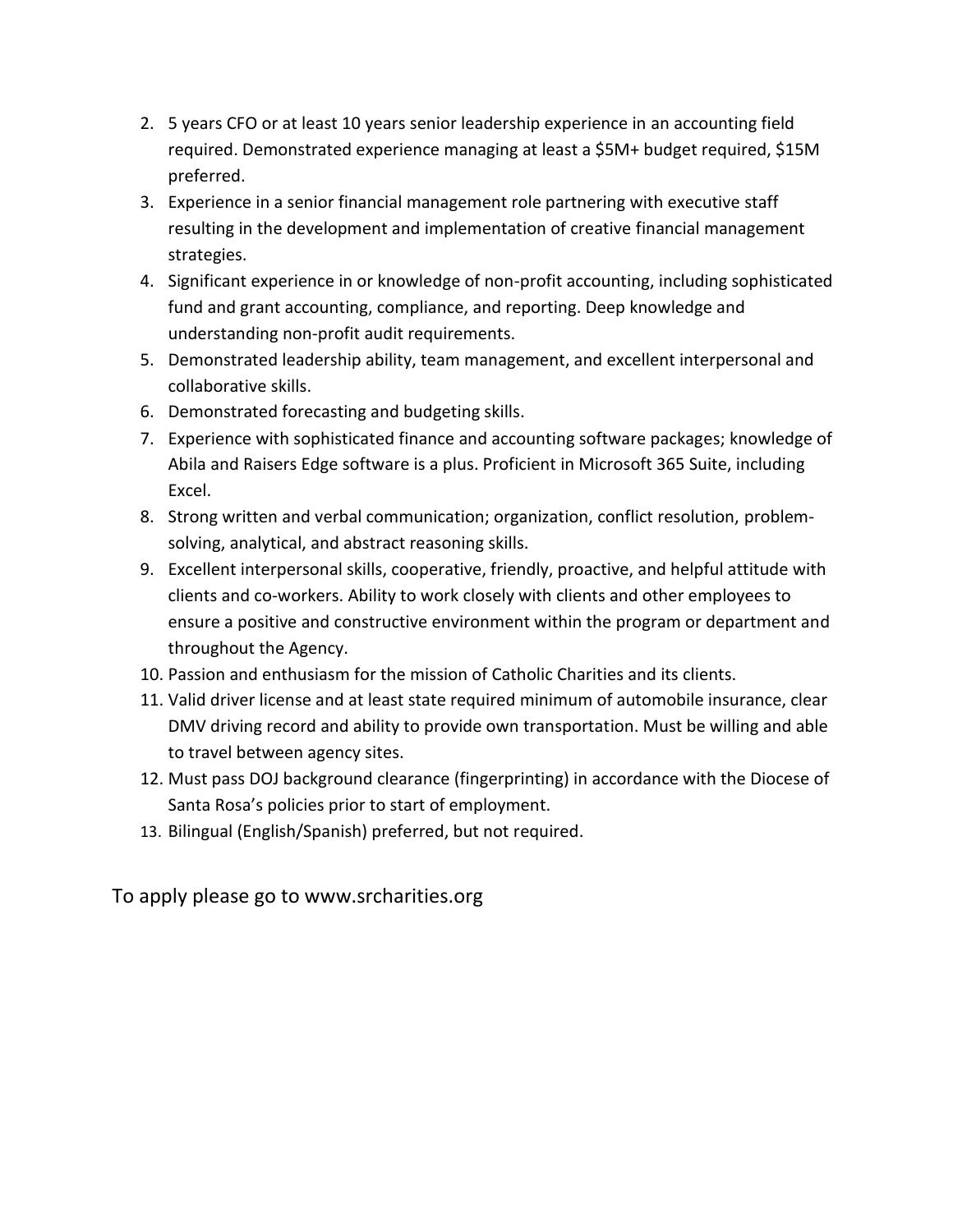2. 5 years CFO or at least 10 years senior leadership experience in an accounting field required. Demonstrated experience managing at least a $5M+ budget required, $15M preferred.
3. Experience in a senior financial management role partnering with executive staff resulting in the development and implementation of creative financial management strategies.
4. Significant experience in or knowledge of non-profit accounting, including sophisticated fund and grant accounting, compliance, and reporting. Deep knowledge and understanding non-profit audit requirements.
5. Demonstrated leadership ability, team management, and excellent interpersonal and collaborative skills.
6. Demonstrated forecasting and budgeting skills.
7. Experience with sophisticated finance and accounting software packages; knowledge of Abila and Raisers Edge software is a plus. Proficient in Microsoft 365 Suite, including Excel.
8. Strong written and verbal communication; organization, conflict resolution, problem-solving, analytical, and abstract reasoning skills.
9. Excellent interpersonal skills, cooperative, friendly, proactive, and helpful attitude with clients and co-workers. Ability to work closely with clients and other employees to ensure a positive and constructive environment within the program or department and throughout the Agency.
10. Passion and enthusiasm for the mission of Catholic Charities and its clients.
11. Valid driver license and at least state required minimum of automobile insurance, clear DMV driving record and ability to provide own transportation. Must be willing and able to travel between agency sites.
12. Must pass DOJ background clearance (fingerprinting) in accordance with the Diocese of Santa Rosa's policies prior to start of employment.
13. Bilingual (English/Spanish) preferred, but not required.

To apply please go to www.srcharities.org